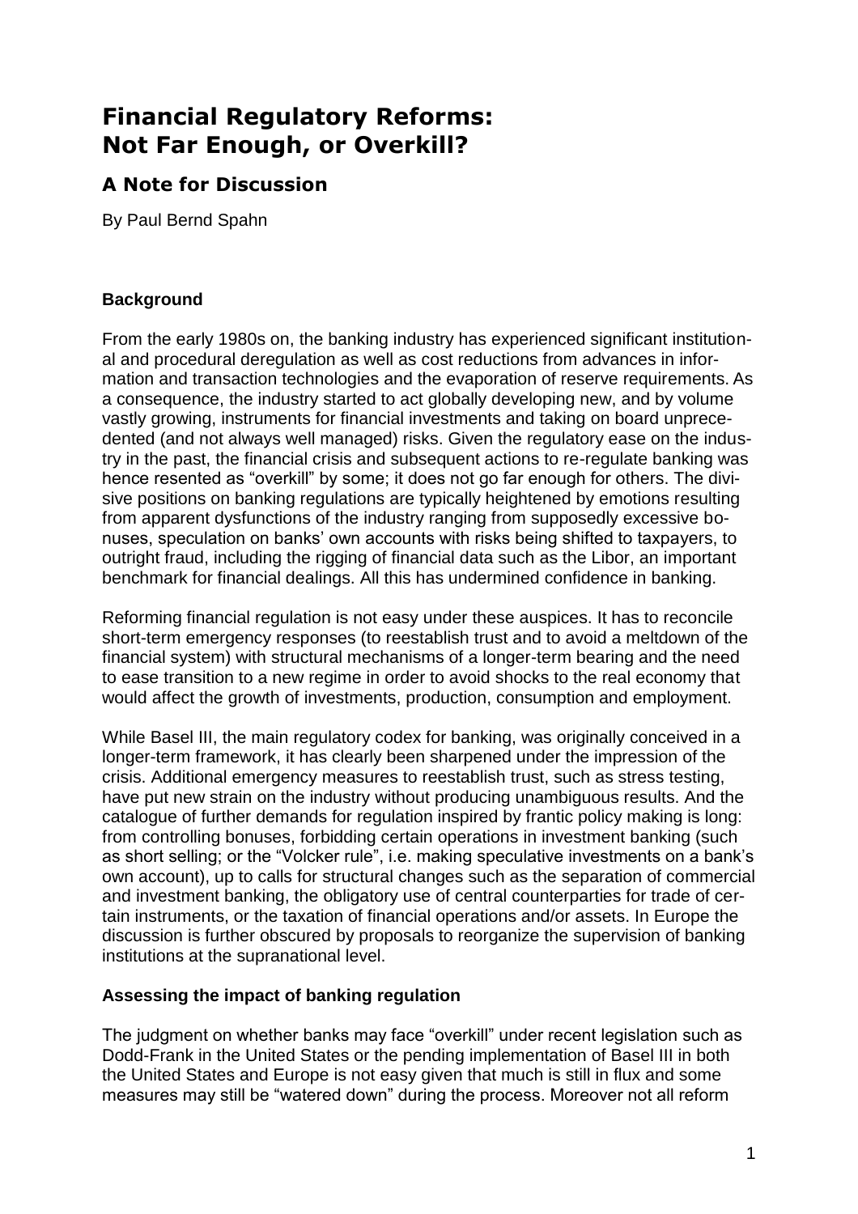# Financial Regulatory Reforms: Not Far Enough, or Overkill?

## A Note for Discussion

By Paul Bernd Spahn

**Background**

From the early 1980s on, the banking industry has experienced significant institutional and procedural deregulation as well as cost reductions from advances in information and transaction technologies and the evaporation of reserve requirements. As a consequence, the industry started to act globally developing new, and by volume vastly growing, instruments for financial investments and taking on board unprecedented (and not always well managed) risks. Given the regulatory ease on the industry in the past, the financial crisis and subsequent actions to re-regulate banking was hence resented as "overkill" by some; it does not go far enough for others. The divisive positions on banking regulations are typically heightened by emotions resulting from apparent dysfunctions of the industry ranging from supposedly excessive bonuses, speculation on banks' own accounts with risks being shifted to taxpayers, to outright fraud, including the rigging of financial data such as the Libor, an important benchmark for financial dealings. All this has undermined confidence in banking.

Reforming financial regulation is not easy under these auspices. It has to reconcile short-term emergency responses (to reestablish trust and to avoid a meltdown of the financial system) with structural mechanisms of a longer-term bearing and the need to ease transition to a new regime in order to avoid shocks to the real economy that would affect the growth of investments, production, consumption and employment.

While Basel III, the main regulatory codex for banking, was originally conceived in a longer-term framework, it has clearly been sharpened under the impression of the crisis. Additional emergency measures to reestablish trust, such as stress testing, have put new strain on the industry without producing unambiguous results. And the catalogue of further demands for regulation inspired by frantic policy making is long: from controlling bonuses, forbidding certain operations in investment banking (such as short selling; or the "Volcker rule", i.e. making speculative investments on a bank's own account), up to calls for structural changes such as the separation of commercial and investment banking, the obligatory use of central counterparties for trade of certain instruments, or the taxation of financial operations and/or assets. In Europe the discussion is further obscured by proposals to reorganize the supervision of banking institutions at the supranational level.

**Assessing the impact of banking regulation**

The judgment on whether banks may face "overkill" under recent legislation such as Dodd-Frank in the United States or the pending implementation of Basel III in both the United States and Europe is not easy given that much is still in flux and some measures may still be "watered down" during the process. Moreover not all reform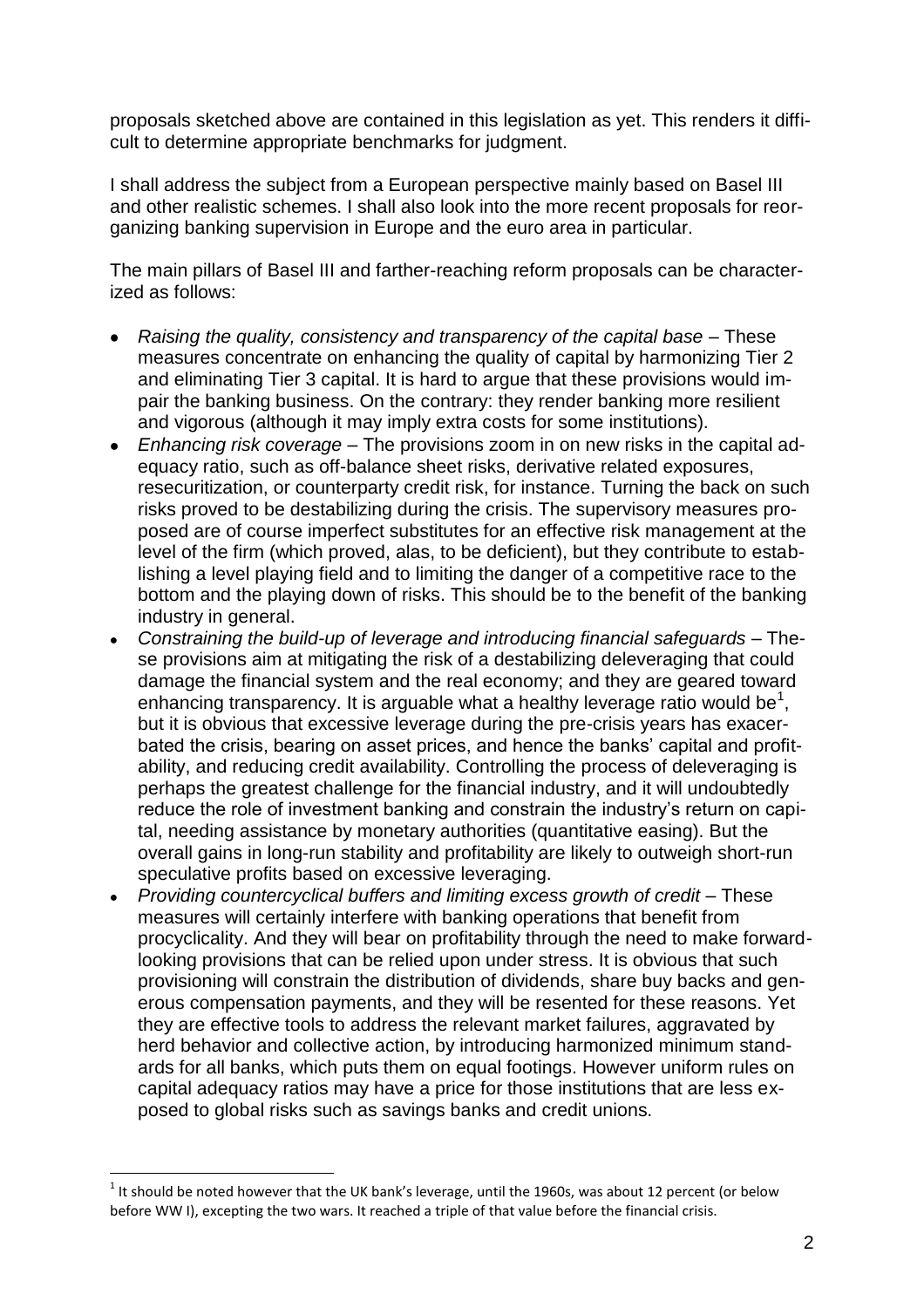proposals sketched above are contained in this legislation as yet. This renders it difficult to determine appropriate benchmarks for judgment.

I shall address the subject from a European perspective mainly based on Basel III and other realistic schemes. I shall also look into the more recent proposals for reorganizing banking supervision in Europe and the euro area in particular.

The main pillars of Basel III and farther-reaching reform proposals can be characterized as follows:

- *Raising the quality, consistency and transparency of the capital base* – These measures concentrate on enhancing the quality of capital by harmonizing Tier 2 and eliminating Tier 3 capital. It is hard to argue that these provisions would impair the banking business. On the contrary: they render banking more resilient and vigorous (although it may imply extra costs for some institutions).
- *Enhancing risk coverage* – The provisions zoom in on new risks in the capital adequacy ratio, such as off-balance sheet risks, derivative related exposures, resecuritization, or counterparty credit risk, for instance. Turning the back on such risks proved to be destabilizing during the crisis. The supervisory measures proposed are of course imperfect substitutes for an effective risk management at the level of the firm (which proved, alas, to be deficient), but they contribute to establishing a level playing field and to limiting the danger of a competitive race to the bottom and the playing down of risks. This should be to the benefit of the banking industry in general.
- *Constraining the build-up of leverage and introducing financial safeguards* – These provisions aim at mitigating the risk of a destabilizing deleveraging that could damage the financial system and the real economy; and they are geared toward enhancing transparency. It is arguable what a healthy leverage ratio would be[1], but it is obvious that excessive leverage during the pre-crisis years has exacerbated the crisis, bearing on asset prices, and hence the banks' capital and profitability, and reducing credit availability. Controlling the process of deleveraging is perhaps the greatest challenge for the financial industry, and it will undoubtedly reduce the role of investment banking and constrain the industry's return on capital, needing assistance by monetary authorities (quantitative easing). But the overall gains in long-run stability and profitability are likely to outweigh short-run speculative profits based on excessive leveraging.
- *Providing countercyclical buffers and limiting excess growth of credit* – These measures will certainly interfere with banking operations that benefit from procyclicality. And they will bear on profitability through the need to make forward-looking provisions that can be relied upon under stress. It is obvious that such provisioning will constrain the distribution of dividends, share buy backs and generous compensation payments, and they will be resented for these reasons. Yet they are effective tools to address the relevant market failures, aggravated by herd behavior and collective action, by introducing harmonized minimum standards for all banks, which puts them on equal footings. However uniform rules on capital adequacy ratios may have a price for those institutions that are less exposed to global risks such as savings banks and credit unions.

[1] It should be noted however that the UK bank's leverage, until the 1960s, was about 12 percent (or below before WW I), excepting the two wars. It reached a triple of that value before the financial crisis.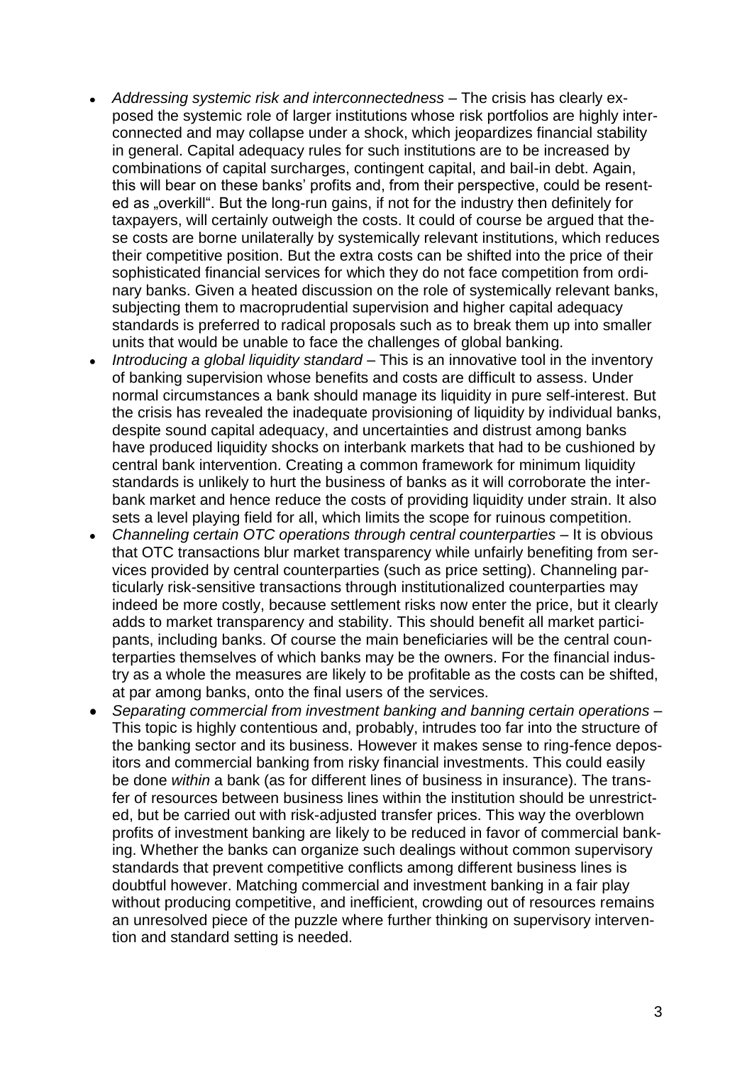- *Addressing systemic risk and interconnectedness* – The crisis has clearly exposed the systemic role of larger institutions whose risk portfolios are highly interconnected and may collapse under a shock, which jeopardizes financial stability in general. Capital adequacy rules for such institutions are to be increased by combinations of capital surcharges, contingent capital, and bail-in debt. Again, this will bear on these banks' profits and, from their perspective, could be resented as „overkill". But the long-run gains, if not for the industry then definitely for taxpayers, will certainly outweigh the costs. It could of course be argued that these costs are borne unilaterally by systemically relevant institutions, which reduces their competitive position. But the extra costs can be shifted into the price of their sophisticated financial services for which they do not face competition from ordinary banks. Given a heated discussion on the role of systemically relevant banks, subjecting them to macroprudential supervision and higher capital adequacy standards is preferred to radical proposals such as to break them up into smaller units that would be unable to face the challenges of global banking.
- *Introducing a global liquidity standard* – This is an innovative tool in the inventory of banking supervision whose benefits and costs are difficult to assess. Under normal circumstances a bank should manage its liquidity in pure self-interest. But the crisis has revealed the inadequate provisioning of liquidity by individual banks, despite sound capital adequacy, and uncertainties and distrust among banks have produced liquidity shocks on interbank markets that had to be cushioned by central bank intervention. Creating a common framework for minimum liquidity standards is unlikely to hurt the business of banks as it will corroborate the interbank market and hence reduce the costs of providing liquidity under strain. It also sets a level playing field for all, which limits the scope for ruinous competition.
- *Channeling certain OTC operations through central counterparties* – It is obvious that OTC transactions blur market transparency while unfairly benefiting from services provided by central counterparties (such as price setting). Channeling particularly risk-sensitive transactions through institutionalized counterparties may indeed be more costly, because settlement risks now enter the price, but it clearly adds to market transparency and stability. This should benefit all market participants, including banks. Of course the main beneficiaries will be the central counterparties themselves of which banks may be the owners. For the financial industry as a whole the measures are likely to be profitable as the costs can be shifted, at par among banks, onto the final users of the services.
- *Separating commercial from investment banking and banning certain operations* – This topic is highly contentious and, probably, intrudes too far into the structure of the banking sector and its business. However it makes sense to ring-fence depositors and commercial banking from risky financial investments. This could easily be done *within* a bank (as for different lines of business in insurance). The transfer of resources between business lines within the institution should be unrestricted, but be carried out with risk-adjusted transfer prices. This way the overblown profits of investment banking are likely to be reduced in favor of commercial banking. Whether the banks can organize such dealings without common supervisory standards that prevent competitive conflicts among different business lines is doubtful however. Matching commercial and investment banking in a fair play without producing competitive, and inefficient, crowding out of resources remains an unresolved piece of the puzzle where further thinking on supervisory intervention and standard setting is needed.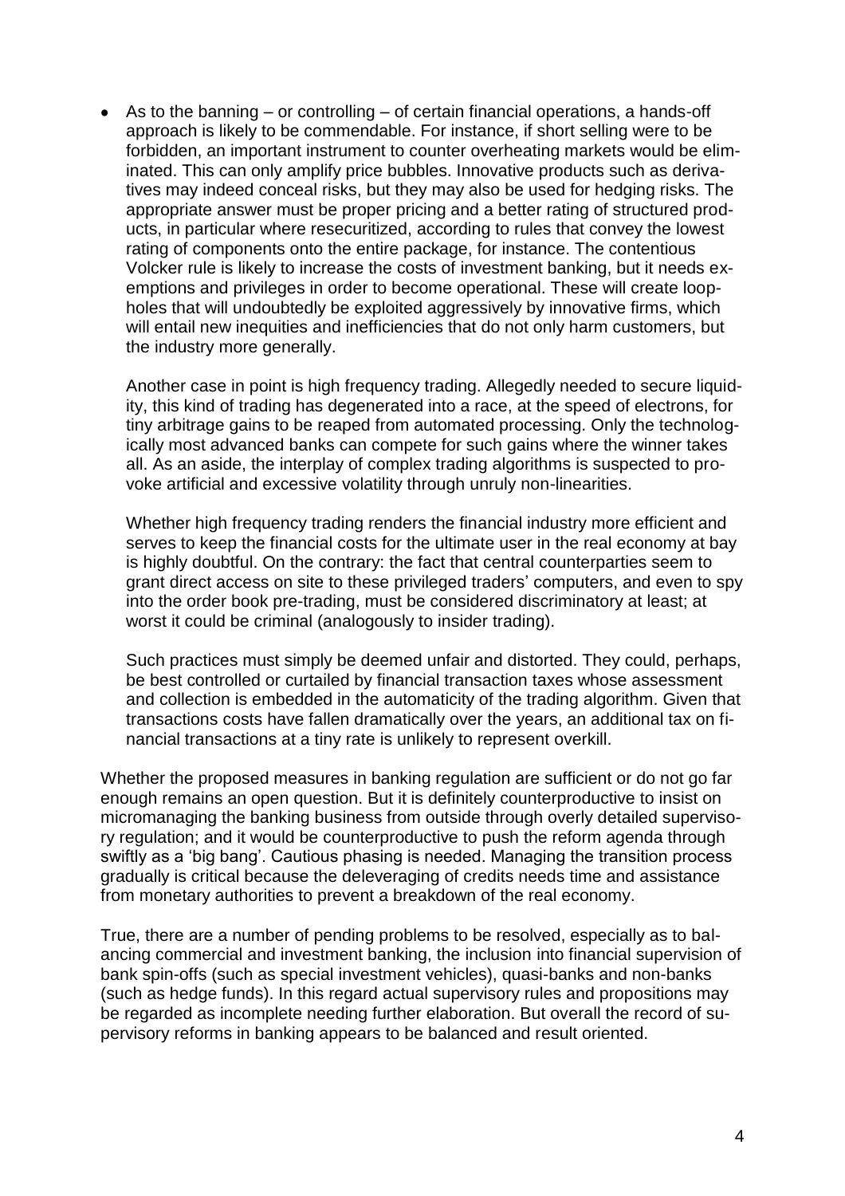- As to the banning – or controlling – of certain financial operations, a hands-off approach is likely to be commendable. For instance, if short selling were to be forbidden, an important instrument to counter overheating markets would be eliminated. This can only amplify price bubbles. Innovative products such as derivatives may indeed conceal risks, but they may also be used for hedging risks. The appropriate answer must be proper pricing and a better rating of structured products, in particular where resecuritized, according to rules that convey the lowest rating of components onto the entire package, for instance. The contentious Volcker rule is likely to increase the costs of investment banking, but it needs exemptions and privileges in order to become operational. These will create loopholes that will undoubtedly be exploited aggressively by innovative firms, which will entail new inequities and inefficiencies that do not only harm customers, but the industry more generally.

  Another case in point is high frequency trading. Allegedly needed to secure liquidity, this kind of trading has degenerated into a race, at the speed of electrons, for tiny arbitrage gains to be reaped from automated processing. Only the technologically most advanced banks can compete for such gains where the winner takes all. As an aside, the interplay of complex trading algorithms is suspected to provoke artificial and excessive volatility through unruly non-linearities.

  Whether high frequency trading renders the financial industry more efficient and serves to keep the financial costs for the ultimate user in the real economy at bay is highly doubtful. On the contrary: the fact that central counterparties seem to grant direct access on site to these privileged traders' computers, and even to spy into the order book pre-trading, must be considered discriminatory at least; at worst it could be criminal (analogously to insider trading).

  Such practices must simply be deemed unfair and distorted. They could, perhaps, be best controlled or curtailed by financial transaction taxes whose assessment and collection is embedded in the automaticity of the trading algorithm. Given that transactions costs have fallen dramatically over the years, an additional tax on financial transactions at a tiny rate is unlikely to represent overkill.

Whether the proposed measures in banking regulation are sufficient or do not go far enough remains an open question. But it is definitely counterproductive to insist on micromanaging the banking business from outside through overly detailed supervisory regulation; and it would be counterproductive to push the reform agenda through swiftly as a 'big bang'. Cautious phasing is needed. Managing the transition process gradually is critical because the deleveraging of credits needs time and assistance from monetary authorities to prevent a breakdown of the real economy.

True, there are a number of pending problems to be resolved, especially as to balancing commercial and investment banking, the inclusion into financial supervision of bank spin-offs (such as special investment vehicles), quasi-banks and non-banks (such as hedge funds). In this regard actual supervisory rules and propositions may be regarded as incomplete needing further elaboration. But overall the record of supervisory reforms in banking appears to be balanced and result oriented.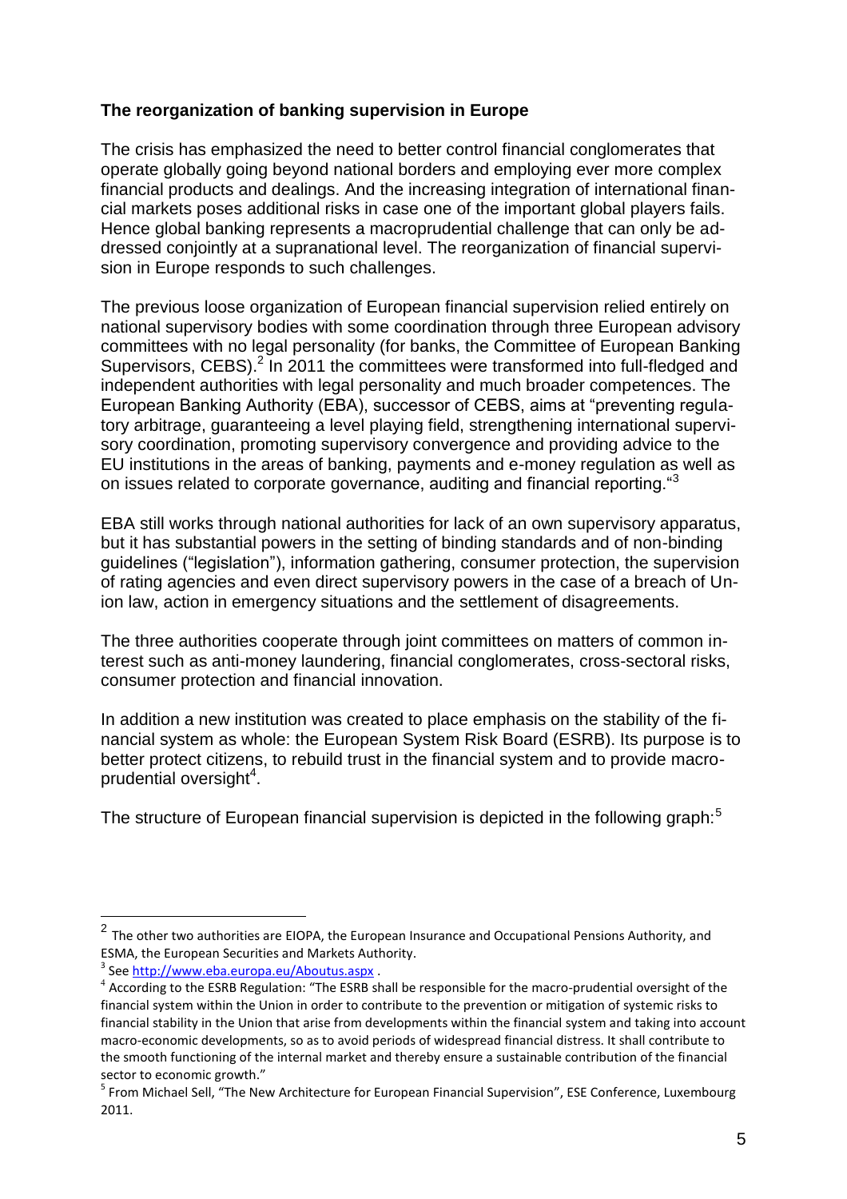**The reorganization of banking supervision in Europe**

The crisis has emphasized the need to better control financial conglomerates that operate globally going beyond national borders and employing ever more complex financial products and dealings. And the increasing integration of international financial markets poses additional risks in case one of the important global players fails. Hence global banking represents a macroprudential challenge that can only be addressed conjointly at a supranational level. The reorganization of financial supervision in Europe responds to such challenges.

The previous loose organization of European financial supervision relied entirely on national supervisory bodies with some coordination through three European advisory committees with no legal personality (for banks, the Committee of European Banking Supervisors, CEBS).[2] In 2011 the committees were transformed into full-fledged and independent authorities with legal personality and much broader competences. The European Banking Authority (EBA), successor of CEBS, aims at "preventing regulatory arbitrage, guaranteeing a level playing field, strengthening international supervisory coordination, promoting supervisory convergence and providing advice to the EU institutions in the areas of banking, payments and e-money regulation as well as on issues related to corporate governance, auditing and financial reporting."[3]

EBA still works through national authorities for lack of an own supervisory apparatus, but it has substantial powers in the setting of binding standards and of non-binding guidelines ("legislation"), information gathering, consumer protection, the supervision of rating agencies and even direct supervisory powers in the case of a breach of Union law, action in emergency situations and the settlement of disagreements.

The three authorities cooperate through joint committees on matters of common interest such as anti-money laundering, financial conglomerates, cross-sectoral risks, consumer protection and financial innovation.

In addition a new institution was created to place emphasis on the stability of the financial system as whole: the European System Risk Board (ESRB). Its purpose is to better protect citizens, to rebuild trust in the financial system and to provide macro-prudential oversight[4].

The structure of European financial supervision is depicted in the following graph:[5]

---

[2] The other two authorities are EIOPA, the European Insurance and Occupational Pensions Authority, and ESMA, the European Securities and Markets Authority.

[3] See http://www.eba.europa.eu/Aboutus.aspx .

[4] According to the ESRB Regulation: "The ESRB shall be responsible for the macro-prudential oversight of the financial system within the Union in order to contribute to the prevention or mitigation of systemic risks to financial stability in the Union that arise from developments within the financial system and taking into account macro-economic developments, so as to avoid periods of widespread financial distress. It shall contribute to the smooth functioning of the internal market and thereby ensure a sustainable contribution of the financial sector to economic growth."

[5] From Michael Sell, "The New Architecture for European Financial Supervision", ESE Conference, Luxembourg 2011.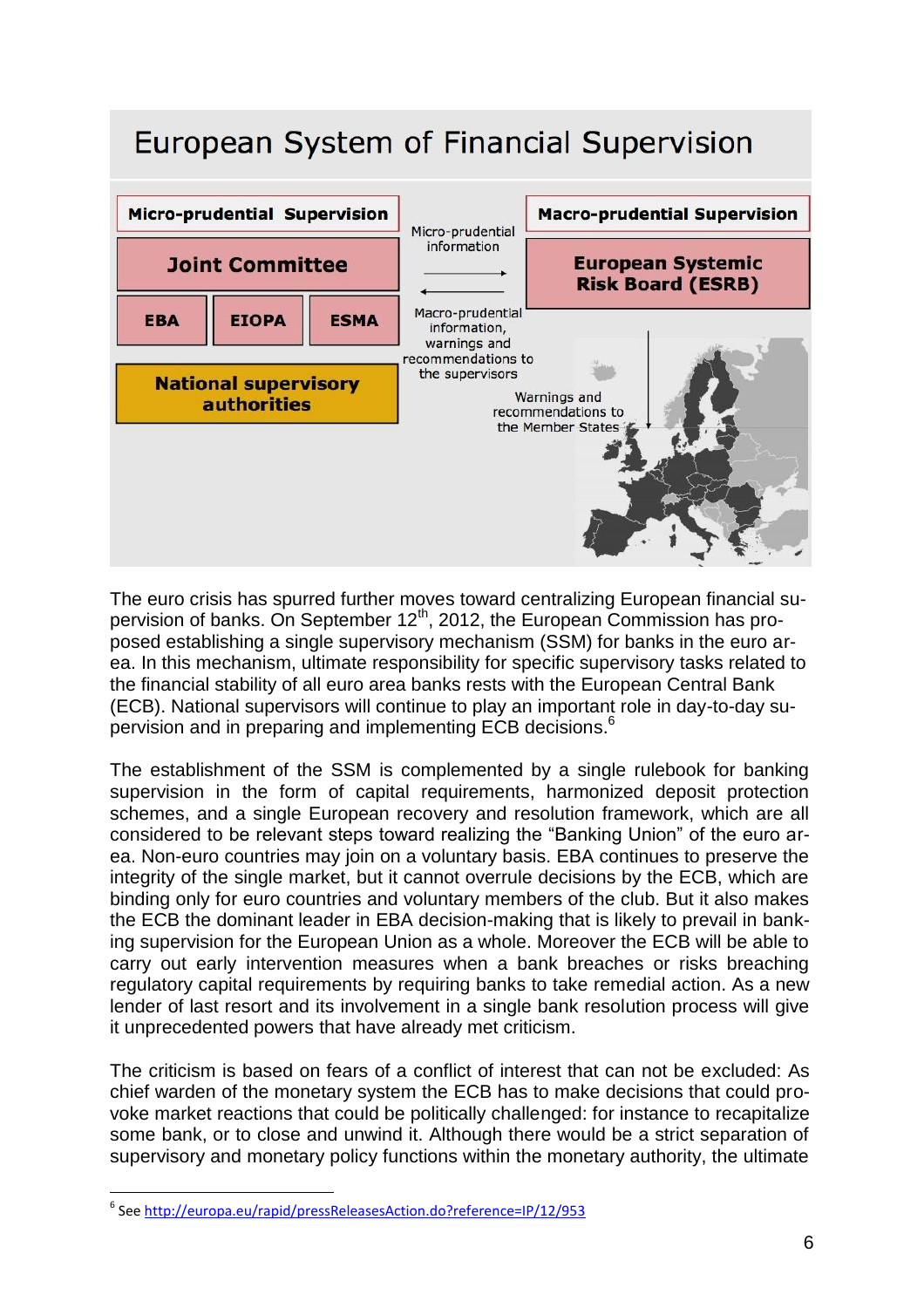European System of Financial Supervision

Micro-prudential Supervision

Joint Committee

EBA

EIOPA

ESMA

National supervisory authorities

Micro-prudential information

Macro-prudential information, warnings and recommendations to the supervisors

Macro-prudential Supervision

European Systemic Risk Board (ESRB)

Warnings and recommendations to the Member States

The euro crisis has spurred further moves toward centralizing European financial supervision of banks. On September 12th, 2012, the European Commission has proposed establishing a single supervisory mechanism (SSM) for banks in the euro area. In this mechanism, ultimate responsibility for specific supervisory tasks related to the financial stability of all euro area banks rests with the European Central Bank (ECB). National supervisors will continue to play an important role in day-to-day supervision and in preparing and implementing ECB decisions.[6]

The establishment of the SSM is complemented by a single rulebook for banking supervision in the form of capital requirements, harmonized deposit protection schemes, and a single European recovery and resolution framework, which are all considered to be relevant steps toward realizing the "Banking Union" of the euro area. Non-euro countries may join on a voluntary basis. EBA continues to preserve the integrity of the single market, but it cannot overrule decisions by the ECB, which are binding only for euro countries and voluntary members of the club. But it also makes the ECB the dominant leader in EBA decision-making that is likely to prevail in banking supervision for the European Union as a whole. Moreover the ECB will be able to carry out early intervention measures when a bank breaches or risks breaching regulatory capital requirements by requiring banks to take remedial action. As a new lender of last resort and its involvement in a single bank resolution process will give it unprecedented powers that have already met criticism.

The criticism is based on fears of a conflict of interest that can not be excluded: As chief warden of the monetary system the ECB has to make decisions that could provoke market reactions that could be politically challenged: for instance to recapitalize some bank, or to close and unwind it. Although there would be a strict separation of supervisory and monetary policy functions within the monetary authority, the ultimate

[6] See http://europa.eu/rapid/pressReleasesAction.do?reference=IP/12/953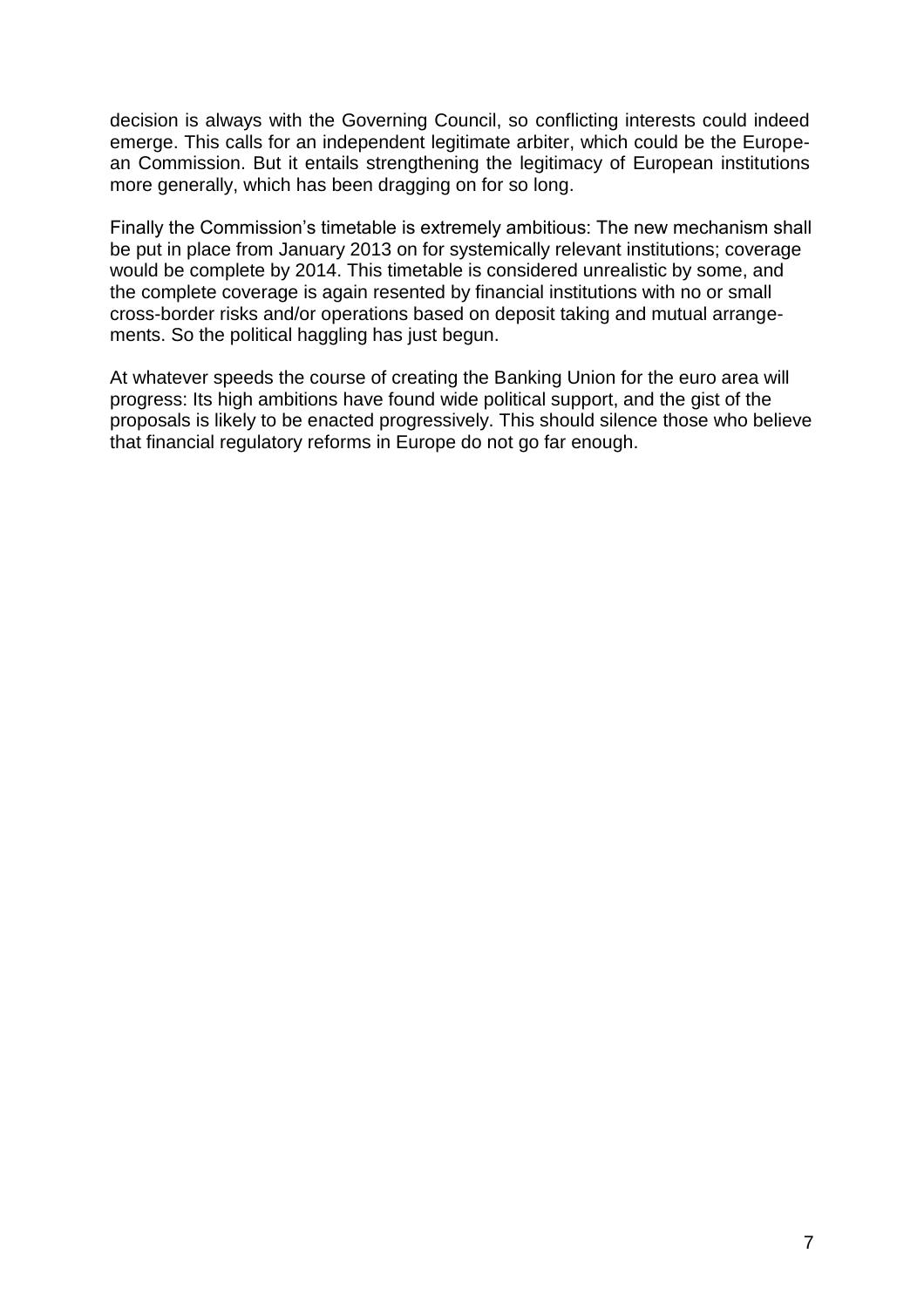decision is always with the Governing Council, so conflicting interests could indeed emerge. This calls for an independent legitimate arbiter, which could be the European Commission. But it entails strengthening the legitimacy of European institutions more generally, which has been dragging on for so long.

Finally the Commission's timetable is extremely ambitious: The new mechanism shall be put in place from January 2013 on for systemically relevant institutions; coverage would be complete by 2014. This timetable is considered unrealistic by some, and the complete coverage is again resented by financial institutions with no or small cross-border risks and/or operations based on deposit taking and mutual arrangements. So the political haggling has just begun.

At whatever speeds the course of creating the Banking Union for the euro area will progress: Its high ambitions have found wide political support, and the gist of the proposals is likely to be enacted progressively. This should silence those who believe that financial regulatory reforms in Europe do not go far enough.